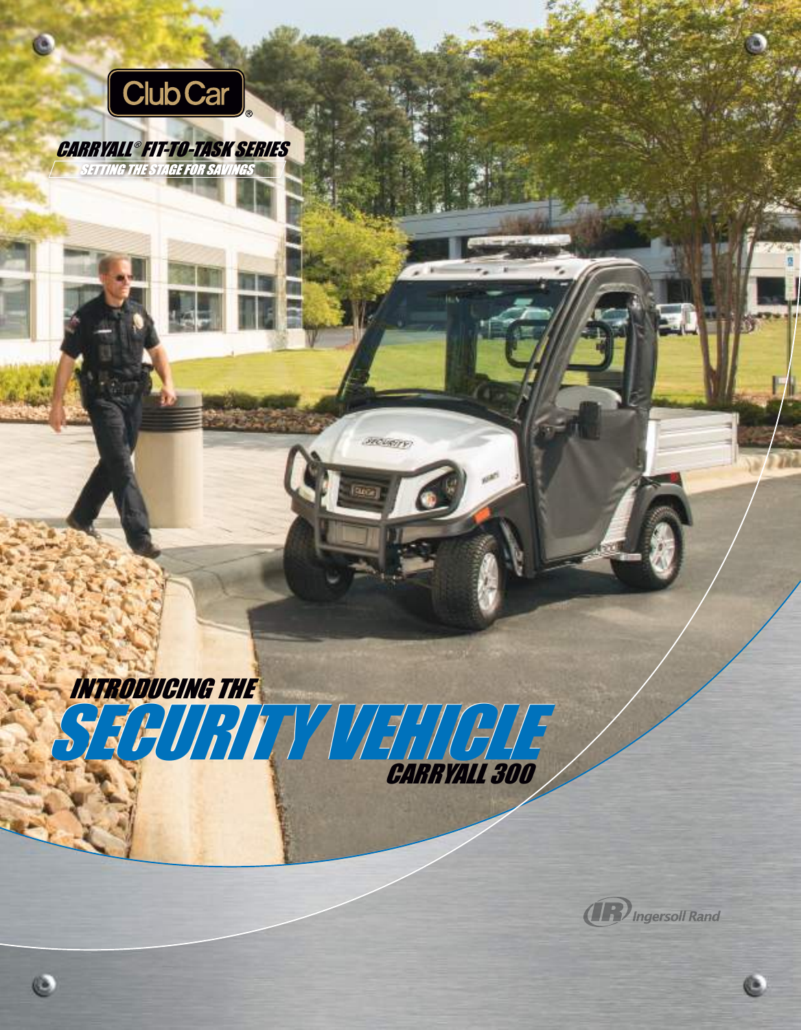Club Car®

# CARRYALL® FIT-TO-TASK SERIES

SETTING THE STAGE FOR SAVINGS

## INTRODUCING THE

# SECURITY VEHICLE

## CARRYALL 300

Ingersoll Rand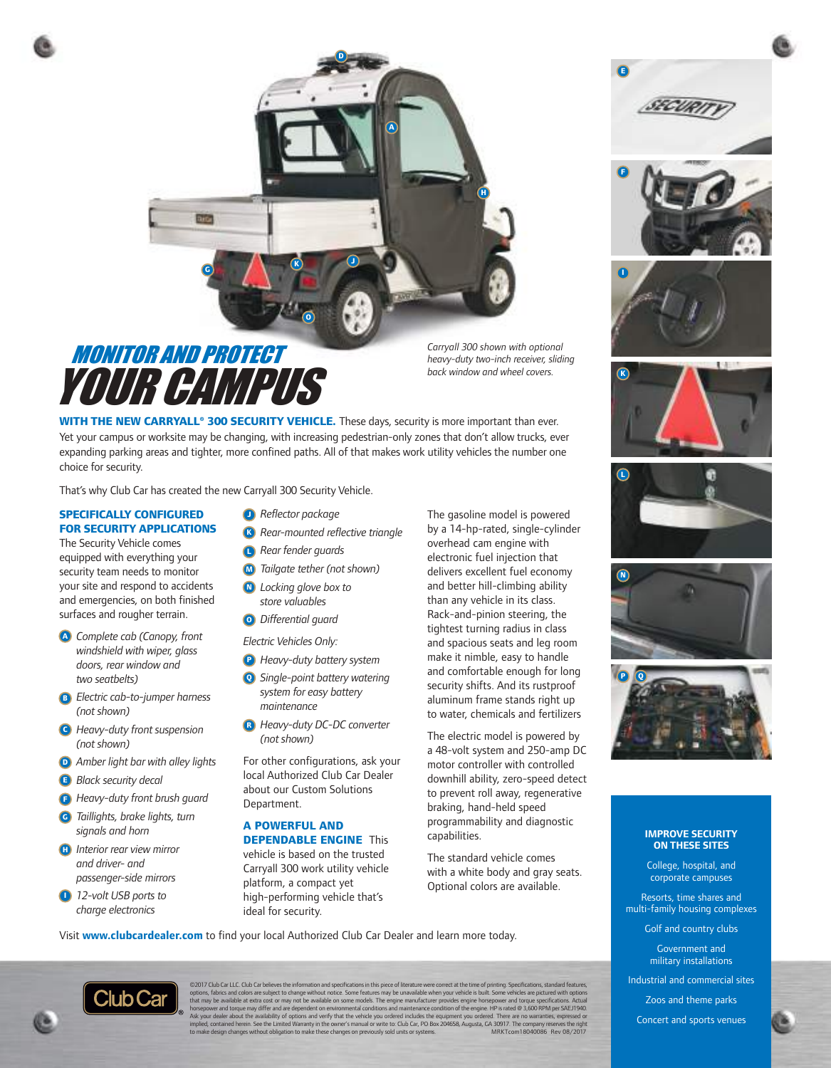Carryall 300 shown with optional heavy-duty two-inch receiver, sliding back window and wheel covers.

# MONITOR AND PROTECT YOUR CAMPUS

**WITH THE NEW CARRYALL® 300 SECURITY VEHICLE.** These days, security is more important than ever. Yet your campus or worksite may be changing, with increasing pedestrian-only zones that don't allow trucks, ever expanding parking areas and tighter, more confined paths. All of that makes work utility vehicles the number one choice for security.

That's why Club Car has created the new Carryall 300 Security Vehicle.

## SPECIFICALLY CONFIGURED FOR SECURITY APPLICATIONS

The Security Vehicle comes equipped with everything your security team needs to monitor your site and respond to accidents and emergencies, on both finished surfaces and rougher terrain.

- **A** *Complete cab (Canopy, front windshield with wiper, glass doors, rear window and two seatbelts)*
- **B** *Electric cab-to-jumper harness (not shown)*
- **C** *Heavy-duty front suspension (not shown)*
- **D** *Amber light bar with alley lights*
- **E** *Black security decal*
- **F** *Heavy-duty front brush guard*
- **G** *Taillights, brake lights, turn signals and horn*
- **H** *Interior rear view mirror and driver- and passenger-side mirrors*
- **I** *12-volt USB ports to charge electronics*
- **J** *Reflector package*
- **K** *Rear-mounted reflective triangle*
- **L** *Rear fender guards*
- **M** *Tailgate tether (not shown)*
- **N** *Locking glove box to store valuables*
- **O** *Differential guard*

*Electric Vehicles Only:*

- **P** *Heavy-duty battery system*
- **Q** *Single-point battery watering system for easy battery maintenance*
- **R** *Heavy-duty DC-DC converter (not shown)*

For other configurations, ask your local Authorized Club Car Dealer about our Custom Solutions Department.

## A POWERFUL AND DEPENDABLE ENGINE

This vehicle is based on the trusted Carryall 300 work utility vehicle platform, a compact yet high-performing vehicle that's ideal for security.

The gasoline model is powered by a 14-hp-rated, single-cylinder overhead cam engine with electronic fuel injection that delivers excellent fuel economy and better hill-climbing ability than any vehicle in its class. Rack-and-pinion steering, the tightest turning radius in class and spacious seats and leg room make it nimble, easy to handle and comfortable enough for long security shifts. And its rustproof aluminum frame stands right up to water, chemicals and fertilizers

The electric model is powered by a 48-volt system and 250-amp DC motor controller with controlled downhill ability, zero-speed detect to prevent roll away, regenerative braking, hand-held speed programmability and diagnostic capabilities.

The standard vehicle comes with a white body and gray seats. Optional colors are available.

Visit **www.clubcardealer.com** to find your local Authorized Club Car Dealer and learn more today.

### IMPROVE SECURITY ON THESE SITES

College, hospital, and corporate campuses

Resorts, time shares and multi-family housing complexes

Golf and country clubs

Government and military installations

Industrial and commercial sites

Zoos and theme parks

Concert and sports venues

Club Car®

©2017 Club Car LLC. Club Car believes the information and specifications in this piece of literature were correct at the time of printing. Specifications, standard features, options, fabrics and colors are subject to change without notice. Some features may be unavailable when your vehicle is built. Some vehicles are pictured with options that may be available at extra cost or may not be available on some models. The engine manufacturer provides engine horsepower and torque specifications. Actual horsepower and torque may differ and are dependent on environmental conditions and maintenance condition of the engine. HP is rated @ 3,600 RPM per SAEJ1940. Ask your dealer about the availability of options and verify that the vehicle you ordered includes the equipment you ordered. There are no warranties, expressed or implied, contained herein. See the Limited Warranty in the owner's manual or write to: Club Car, PO Box 204658, Augusta, GA 30917. The company reserves the right to make design changes without obligation to make these changes on previously sold units or systems. MRKTcom18040086 Rev 08/2017